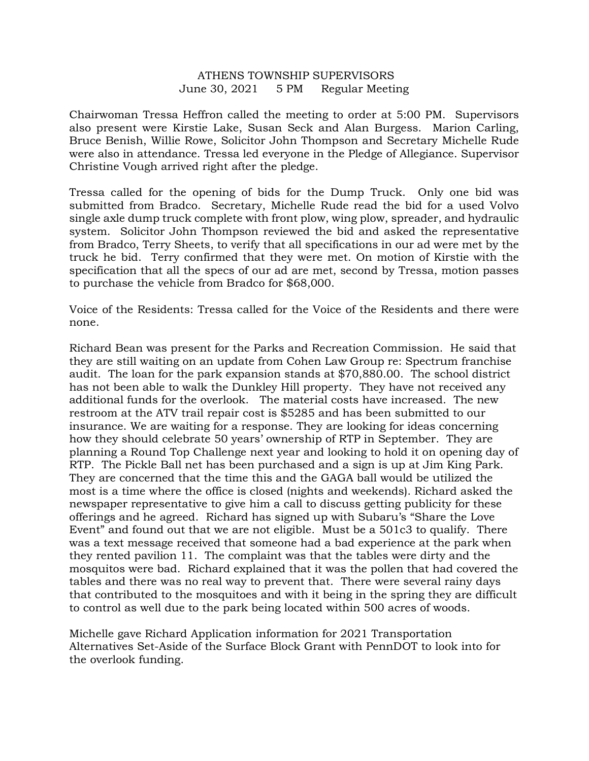# ATHENS TOWNSHIP SUPERVISORS

June 30, 2021 5 PM Regular Meeting

Chairwoman Tressa Heffron called the meeting to order at 5:00 PM. Supervisors also present were Kirstie Lake, Susan Seck and Alan Burgess. Marion Carling, Bruce Benish, Willie Rowe, Solicitor John Thompson and Secretary Michelle Rude were also in attendance. Tressa led everyone in the Pledge of Allegiance. Supervisor Christine Vough arrived right after the pledge.

Tressa called for the opening of bids for the Dump Truck. Only one bid was submitted from Bradco. Secretary, Michelle Rude read the bid for a used Volvo single axle dump truck complete with front plow, wing plow, spreader, and hydraulic system. Solicitor John Thompson reviewed the bid and asked the representative from Bradco, Terry Sheets, to verify that all specifications in our ad were met by the truck he bid. Terry confirmed that they were met. On motion of Kirstie with the specification that all the specs of our ad are met, second by Tressa, motion passes to purchase the vehicle from Bradco for $68,000.

Voice of the Residents: Tressa called for the Voice of the Residents and there were none.

Richard Bean was present for the Parks and Recreation Commission. He said that they are still waiting on an update from Cohen Law Group re: Spectrum franchise audit. The loan for the park expansion stands at $70,880.00. The school district has not been able to walk the Dunkley Hill property. They have not received any additional funds for the overlook. The material costs have increased. The new restroom at the ATV trail repair cost is $5285 and has been submitted to our insurance. We are waiting for a response. They are looking for ideas concerning how they should celebrate 50 years' ownership of RTP in September. They are planning a Round Top Challenge next year and looking to hold it on opening day of RTP. The Pickle Ball net has been purchased and a sign is up at Jim King Park. They are concerned that the time this and the GAGA ball would be utilized the most is a time where the office is closed (nights and weekends). Richard asked the newspaper representative to give him a call to discuss getting publicity for these offerings and he agreed. Richard has signed up with Subaru's "Share the Love Event" and found out that we are not eligible. Must be a 501c3 to qualify. There was a text message received that someone had a bad experience at the park when they rented pavilion 11. The complaint was that the tables were dirty and the mosquitos were bad. Richard explained that it was the pollen that had covered the tables and there was no real way to prevent that. There were several rainy days that contributed to the mosquitoes and with it being in the spring they are difficult to control as well due to the park being located within 500 acres of woods.

Michelle gave Richard Application information for 2021 Transportation Alternatives Set-Aside of the Surface Block Grant with PennDOT to look into for the overlook funding.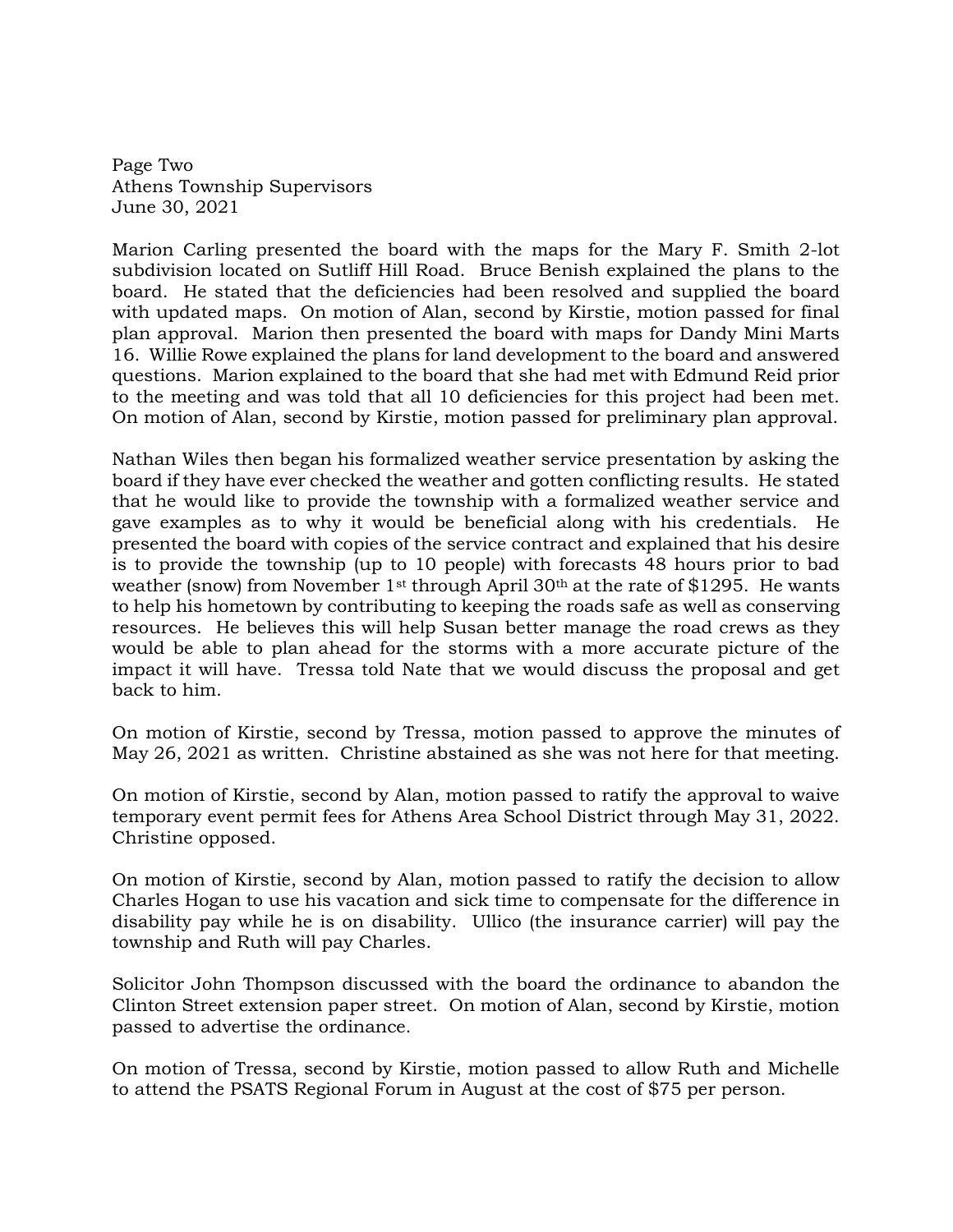Page Two
Athens Township Supervisors
June 30, 2021

Marion Carling presented the board with the maps for the Mary F. Smith 2-lot subdivision located on Sutliff Hill Road. Bruce Benish explained the plans to the board. He stated that the deficiencies had been resolved and supplied the board with updated maps. On motion of Alan, second by Kirstie, motion passed for final plan approval. Marion then presented the board with maps for Dandy Mini Marts 16. Willie Rowe explained the plans for land development to the board and answered questions. Marion explained to the board that she had met with Edmund Reid prior to the meeting and was told that all 10 deficiencies for this project had been met. On motion of Alan, second by Kirstie, motion passed for preliminary plan approval.

Nathan Wiles then began his formalized weather service presentation by asking the board if they have ever checked the weather and gotten conflicting results. He stated that he would like to provide the township with a formalized weather service and gave examples as to why it would be beneficial along with his credentials. He presented the board with copies of the service contract and explained that his desire is to provide the township (up to 10 people) with forecasts 48 hours prior to bad weather (snow) from November 1st through April 30th at the rate of $1295. He wants to help his hometown by contributing to keeping the roads safe as well as conserving resources. He believes this will help Susan better manage the road crews as they would be able to plan ahead for the storms with a more accurate picture of the impact it will have. Tressa told Nate that we would discuss the proposal and get back to him.

On motion of Kirstie, second by Tressa, motion passed to approve the minutes of May 26, 2021 as written. Christine abstained as she was not here for that meeting.

On motion of Kirstie, second by Alan, motion passed to ratify the approval to waive temporary event permit fees for Athens Area School District through May 31, 2022. Christine opposed.

On motion of Kirstie, second by Alan, motion passed to ratify the decision to allow Charles Hogan to use his vacation and sick time to compensate for the difference in disability pay while he is on disability. Ullico (the insurance carrier) will pay the township and Ruth will pay Charles.

Solicitor John Thompson discussed with the board the ordinance to abandon the Clinton Street extension paper street. On motion of Alan, second by Kirstie, motion passed to advertise the ordinance.

On motion of Tressa, second by Kirstie, motion passed to allow Ruth and Michelle to attend the PSATS Regional Forum in August at the cost of $75 per person.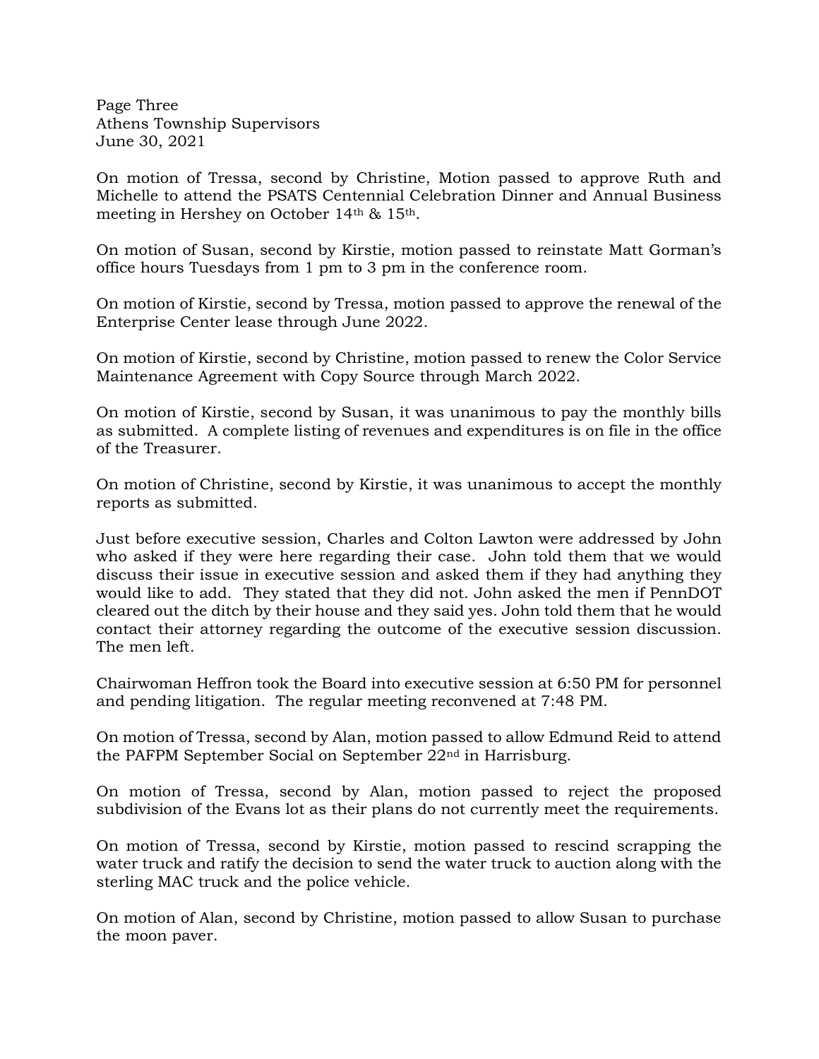On motion of Tressa, second by Christine, Motion passed to approve Ruth and Michelle to attend the PSATS Centennial Celebration Dinner and Annual Business meeting in Hershey on October 14th & 15th.

On motion of Susan, second by Kirstie, motion passed to reinstate Matt Gorman's office hours Tuesdays from 1 pm to 3 pm in the conference room.

On motion of Kirstie, second by Tressa, motion passed to approve the renewal of the Enterprise Center lease through June 2022.

On motion of Kirstie, second by Christine, motion passed to renew the Color Service Maintenance Agreement with Copy Source through March 2022.

On motion of Kirstie, second by Susan, it was unanimous to pay the monthly bills as submitted. A complete listing of revenues and expenditures is on file in the office of the Treasurer.

On motion of Christine, second by Kirstie, it was unanimous to accept the monthly reports as submitted.

Just before executive session, Charles and Colton Lawton were addressed by John who asked if they were here regarding their case. John told them that we would discuss their issue in executive session and asked them if they had anything they would like to add. They stated that they did not. John asked the men if PennDOT cleared out the ditch by their house and they said yes. John told them that he would contact their attorney regarding the outcome of the executive session discussion. The men left.

Chairwoman Heffron took the Board into executive session at 6:50 PM for personnel and pending litigation. The regular meeting reconvened at 7:48 PM.

On motion of Tressa, second by Alan, motion passed to allow Edmund Reid to attend the PAFPM September Social on September 22nd in Harrisburg.

On motion of Tressa, second by Alan, motion passed to reject the proposed subdivision of the Evans lot as their plans do not currently meet the requirements.

On motion of Tressa, second by Kirstie, motion passed to rescind scrapping the water truck and ratify the decision to send the water truck to auction along with the sterling MAC truck and the police vehicle.

On motion of Alan, second by Christine, motion passed to allow Susan to purchase the moon paver.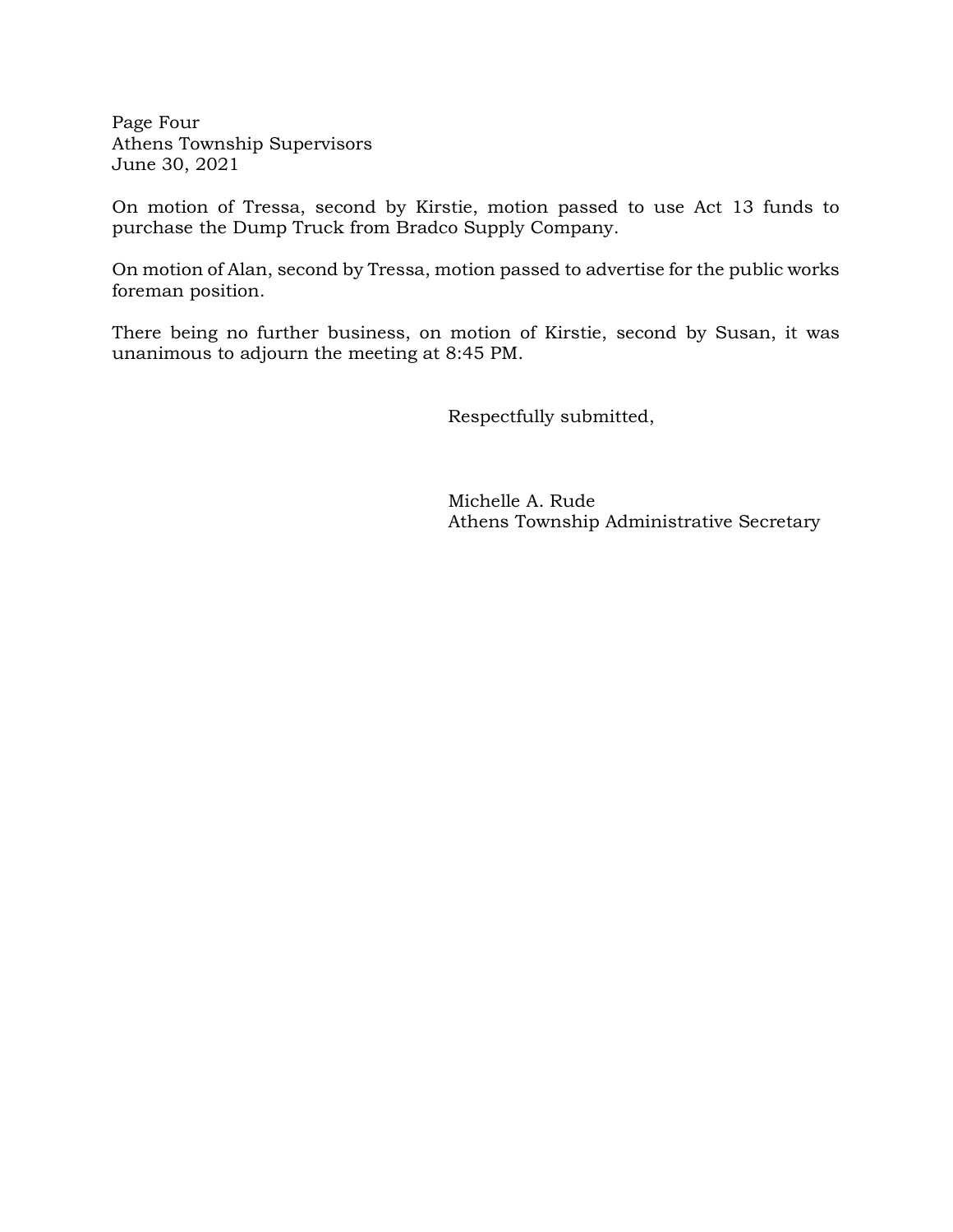On motion of Tressa, second by Kirstie, motion passed to use Act 13 funds to purchase the Dump Truck from Bradco Supply Company.

On motion of Alan, second by Tressa, motion passed to advertise for the public works foreman position.

There being no further business, on motion of Kirstie, second by Susan, it was unanimous to adjourn the meeting at 8:45 PM.

Respectfully submitted,

Michelle A. Rude
Athens Township Administrative Secretary